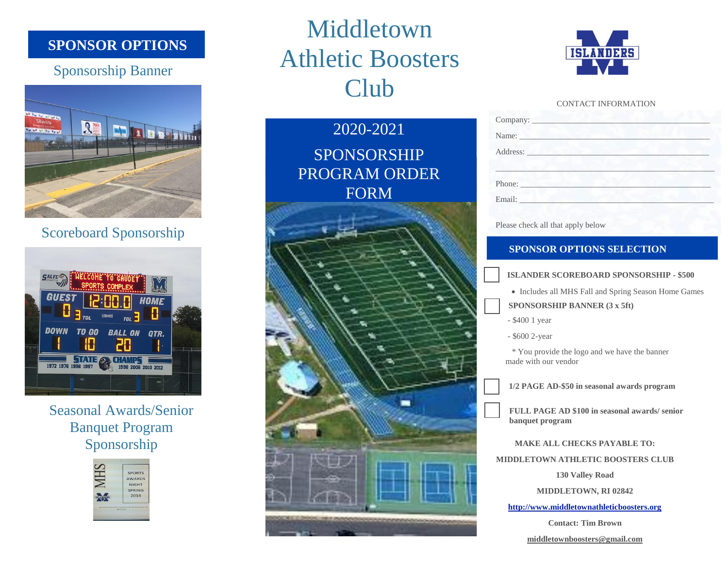# Middletown Athletic Boosters Club

## 2020-2021 SPONSORSHIP PROGRAM ORDER FORM

## SPONSOR OPTIONS

### Sponsorship Banner

### Scoreboard Sponsorship

### Seasonal Awards/Senior Banquet Program Sponsorship

CONTACT INFORMATION

Company: ______________________________________

Name: ______________________________________

Address: ______________________________________

______________________________________

Phone: ______________________________________

Email: ______________________________________

Please check all that apply below

## SPONSOR OPTIONS SELECTION

☐ **ISLANDER SCOREBOARD SPONSORSHIP - $500**

- Includes all MHS Fall and Spring Season Home Games

☐ **SPONSORSHIP BANNER (3 x 5ft)**

- $400 1 year

- $600 2-year

\* You provide the logo and we have the banner made with our vendor

☐ **1/2 PAGE AD-$50 in seasonal awards program**

☐ **FULL PAGE AD $100 in seasonal awards/ senior banquet program**

**MAKE ALL CHECKS PAYABLE TO:**

**MIDDLETOWN ATHLETIC BOOSTERS CLUB**

**130 Valley Road**

**MIDDLETOWN, RI 02842**

**http://www.middletownathleticboosters.org**

**Contact: Tim Brown**

**middletownboosters@gmail.com**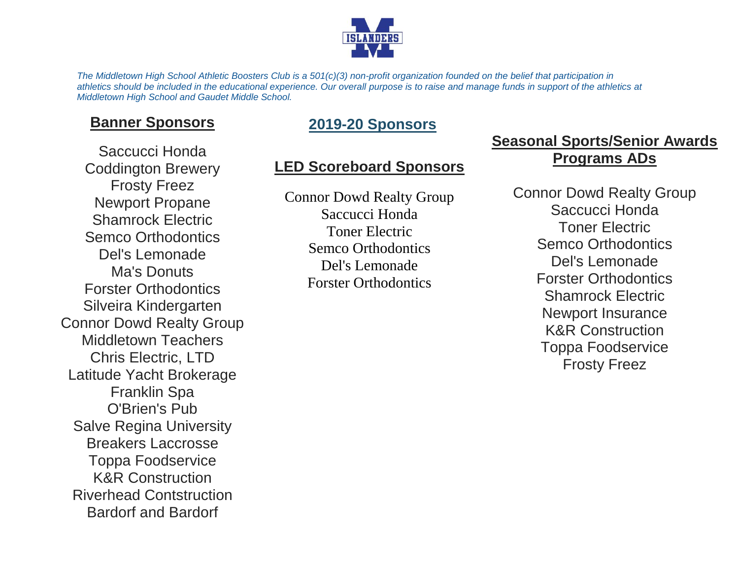*The Middletown High School Athletic Boosters Club is a 501(c)(3) non-profit organization founded on the belief that participation in athletics should be included in the educational experience. Our overall purpose is to raise and manage funds in support of the athletics at Middletown High School and Gaudet Middle School.*

# 2019-20 Sponsors

## Banner Sponsors

Saccucci Honda
Coddington Brewery
Frosty Freez
Newport Propane
Shamrock Electric
Semco Orthodontics
Del's Lemonade
Ma's Donuts
Forster Orthodontics
Silveira Kindergarten
Connor Dowd Realty Group
Middletown Teachers
Chris Electric, LTD
Latitude Yacht Brokerage
Franklin Spa
O'Brien's Pub
Salve Regina University
Breakers Laccrosse
Toppa Foodservice
K&R Construction
Riverhead Contstruction
Bardorf and Bardorf

## LED Scoreboard Sponsors

Connor Dowd Realty Group
Saccucci Honda
Toner Electric
Semco Orthodontics
Del's Lemonade
Forster Orthodontics

## Seasonal Sports/Senior Awards Programs ADs

Connor Dowd Realty Group
Saccucci Honda
Toner Electric
Semco Orthodontics
Del's Lemonade
Forster Orthodontics
Shamrock Electric
Newport Insurance
K&R Construction
Toppa Foodservice
Frosty Freez